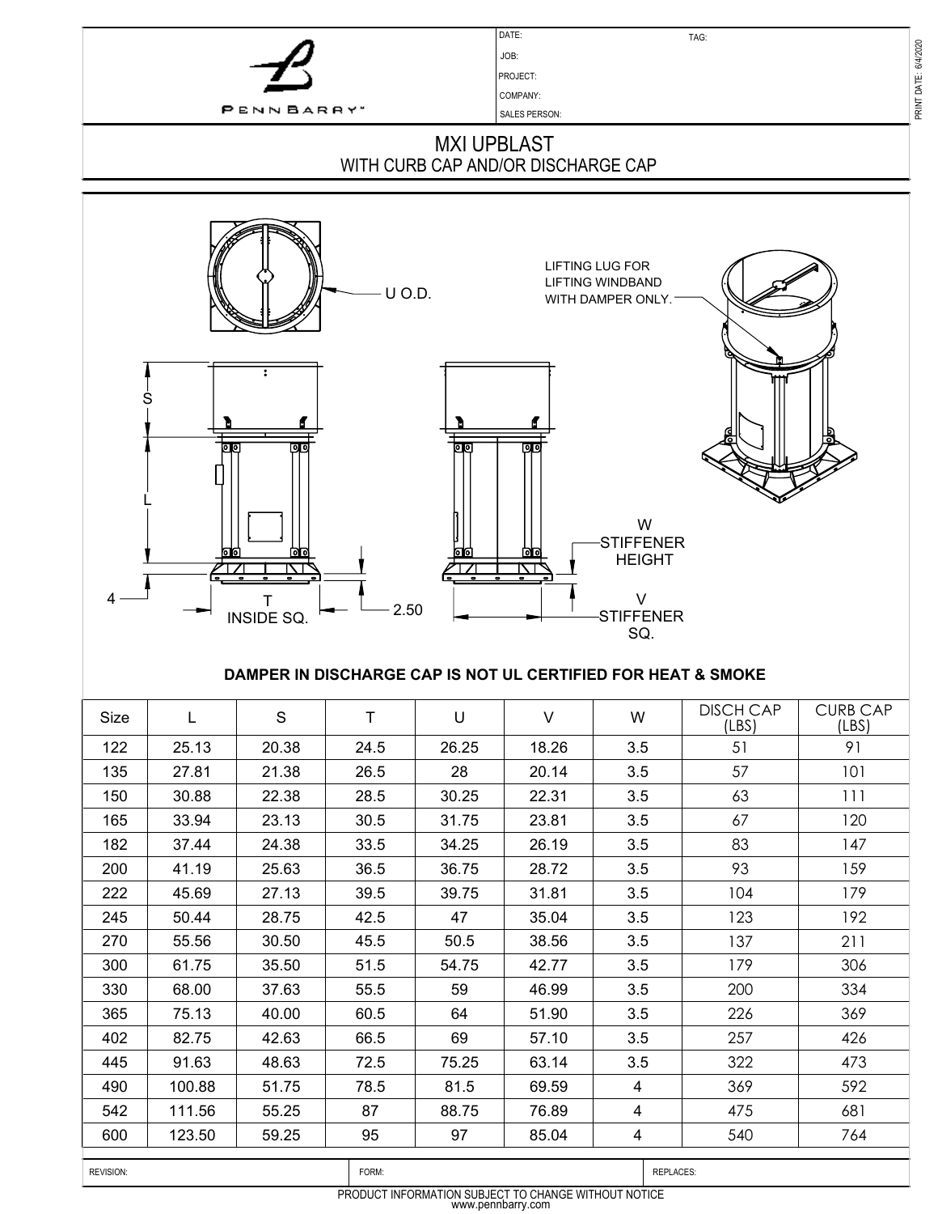PENNBARRY™

DATE:

JOB:

PROJECT:

COMPANY:

SALES PERSON:

TAG:

# MXI UPBLAST
## WITH CURB CAP AND/OR DISCHARGE CAP

U O.D.

LIFTING LUG FOR LIFTING WINDBAND WITH DAMPER ONLY.

S

L

4

T INSIDE SQ.

2.50

W STIFFENER HEIGHT

V STIFFENER SQ.

**DAMPER IN DISCHARGE CAP IS NOT UL CERTIFIED FOR HEAT & SMOKE**

| Size | L | S | T | U | V | W | DISCH CAP (LBS) | CURB CAP (LBS) |
|---|---|---|---|---|---|---|---|---|
| 122 | 25.13 | 20.38 | 24.5 | 26.25 | 18.26 | 3.5 | 51 | 91 |
| 135 | 27.81 | 21.38 | 26.5 | 28 | 20.14 | 3.5 | 57 | 101 |
| 150 | 30.88 | 22.38 | 28.5 | 30.25 | 22.31 | 3.5 | 63 | 111 |
| 165 | 33.94 | 23.13 | 30.5 | 31.75 | 23.81 | 3.5 | 67 | 120 |
| 182 | 37.44 | 24.38 | 33.5 | 34.25 | 26.19 | 3.5 | 83 | 147 |
| 200 | 41.19 | 25.63 | 36.5 | 36.75 | 28.72 | 3.5 | 93 | 159 |
| 222 | 45.69 | 27.13 | 39.5 | 39.75 | 31.81 | 3.5 | 104 | 179 |
| 245 | 50.44 | 28.75 | 42.5 | 47 | 35.04 | 3.5 | 123 | 192 |
| 270 | 55.56 | 30.50 | 45.5 | 50.5 | 38.56 | 3.5 | 137 | 211 |
| 300 | 61.75 | 35.50 | 51.5 | 54.75 | 42.77 | 3.5 | 179 | 306 |
| 330 | 68.00 | 37.63 | 55.5 | 59 | 46.99 | 3.5 | 200 | 334 |
| 365 | 75.13 | 40.00 | 60.5 | 64 | 51.90 | 3.5 | 226 | 369 |
| 402 | 82.75 | 42.63 | 66.5 | 69 | 57.10 | 3.5 | 257 | 426 |
| 445 | 91.63 | 48.63 | 72.5 | 75.25 | 63.14 | 3.5 | 322 | 473 |
| 490 | 100.88 | 51.75 | 78.5 | 81.5 | 69.59 | 4 | 369 | 592 |
| 542 | 111.56 | 55.25 | 87 | 88.75 | 76.89 | 4 | 475 | 681 |
| 600 | 123.50 | 59.25 | 95 | 97 | 85.04 | 4 | 540 | 764 |

REVISION: FORM: REPLACES:

PRODUCT INFORMATION SUBJECT TO CHANGE WITHOUT NOTICE
www.pennbarry.com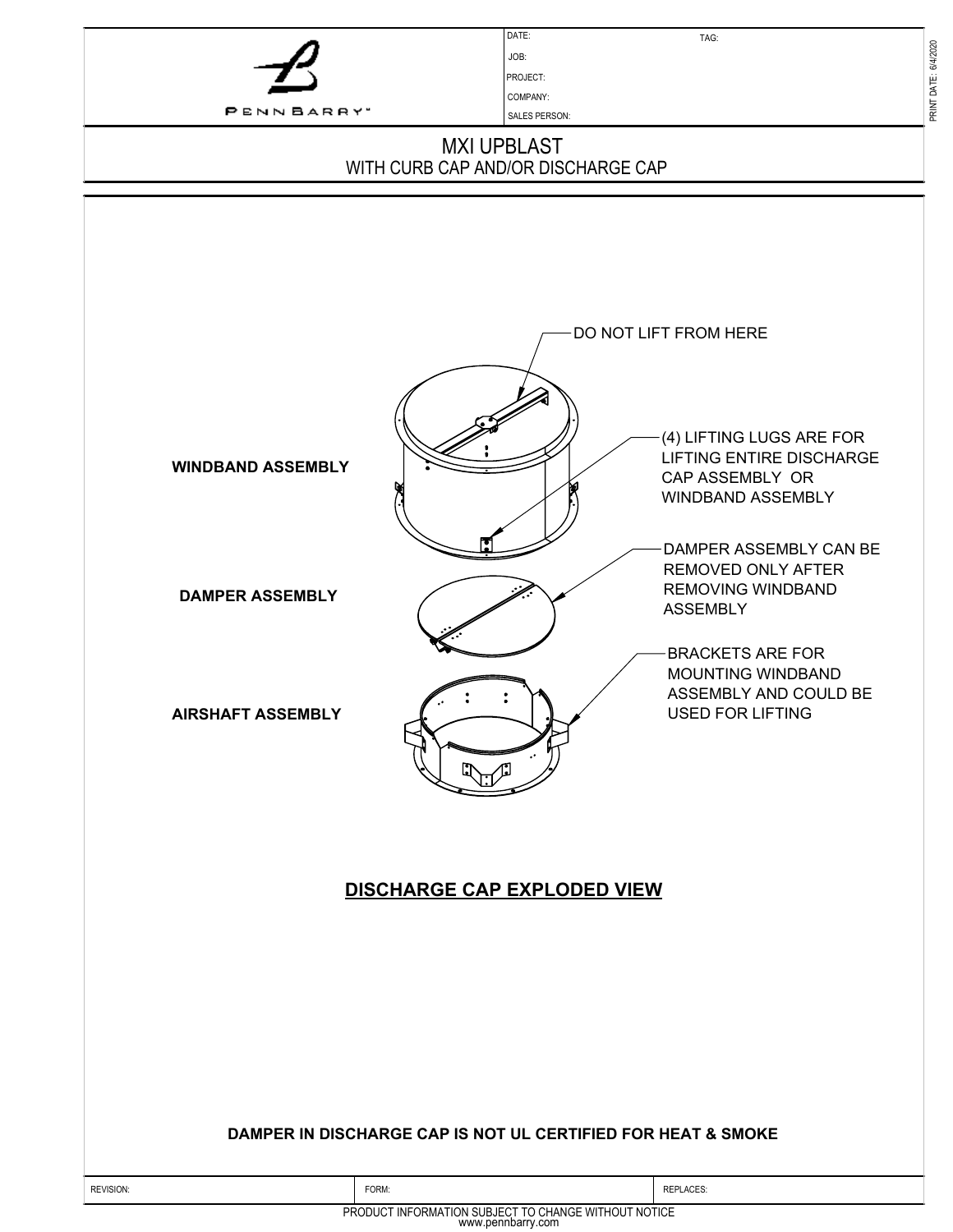PENNBARRY™

DATE:

TAG:

JOB:

PROJECT:

COMPANY:

SALES PERSON:

# MXI UPBLAST
## WITH CURB CAP AND/OR DISCHARGE CAP

DO NOT LIFT FROM HERE

**WINDBAND ASSEMBLY**

(4) LIFTING LUGS ARE FOR LIFTING ENTIRE DISCHARGE CAP ASSEMBLY OR WINDBAND ASSEMBLY

**DAMPER ASSEMBLY**

DAMPER ASSEMBLY CAN BE REMOVED ONLY AFTER REMOVING WINDBAND ASSEMBLY

**AIRSHAFT ASSEMBLY**

BRACKETS ARE FOR MOUNTING WINDBAND ASSEMBLY AND COULD BE USED FOR LIFTING

## DISCHARGE CAP EXPLODED VIEW

**DAMPER IN DISCHARGE CAP IS NOT UL CERTIFIED FOR HEAT & SMOKE**

| REVISION: | FORM: | REPLACES: |
| --- | --- | --- |

PRODUCT INFORMATION SUBJECT TO CHANGE WITHOUT NOTICE
www.pennbarry.com